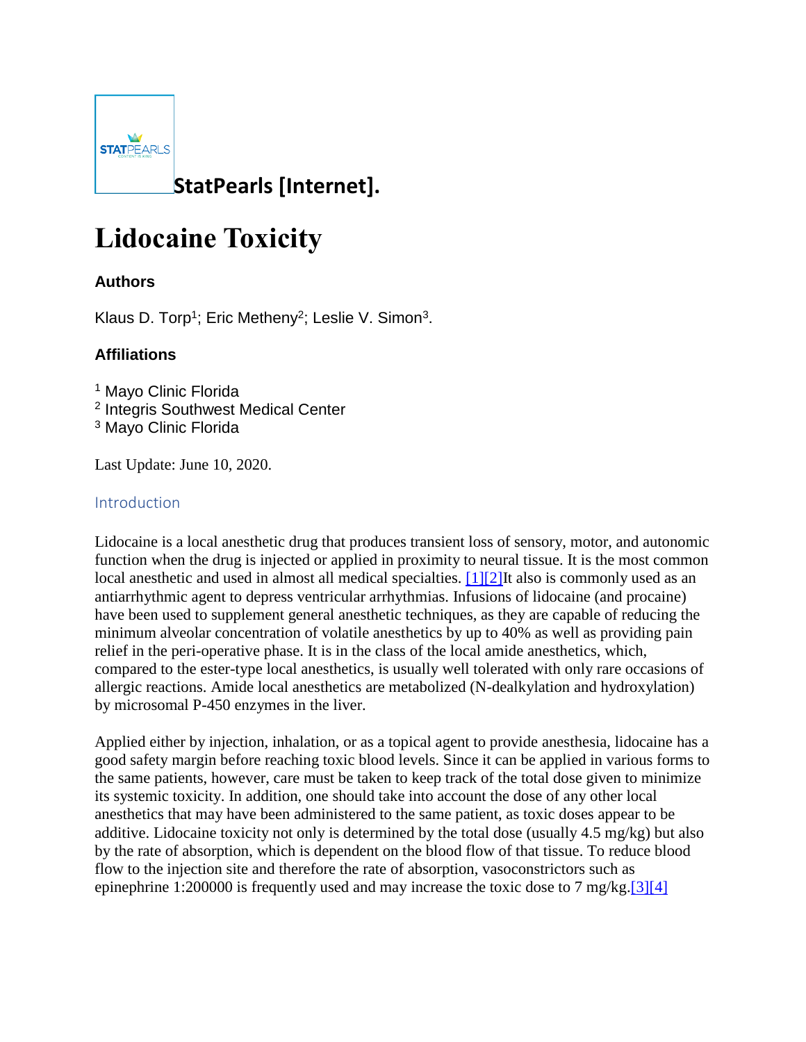**StatPearls [Internet].**

# Lidocaine Toxicity

### Authors

Klaus D. Torp[1]; Eric Metheny[2]; Leslie V. Simon[3].

### Affiliations

[1] Mayo Clinic Florida
[2] Integris Southwest Medical Center
[3] Mayo Clinic Florida

Last Update: June 10, 2020.

## Introduction

Lidocaine is a local anesthetic drug that produces transient loss of sensory, motor, and autonomic function when the drug is injected or applied in proximity to neural tissue. It is the most common local anesthetic and used in almost all medical specialties. [1][2]It also is commonly used as an antiarrhythmic agent to depress ventricular arrhythmias. Infusions of lidocaine (and procaine) have been used to supplement general anesthetic techniques, as they are capable of reducing the minimum alveolar concentration of volatile anesthetics by up to 40% as well as providing pain relief in the peri-operative phase. It is in the class of the local amide anesthetics, which, compared to the ester-type local anesthetics, is usually well tolerated with only rare occasions of allergic reactions. Amide local anesthetics are metabolized (N-dealkylation and hydroxylation) by microsomal P-450 enzymes in the liver.

Applied either by injection, inhalation, or as a topical agent to provide anesthesia, lidocaine has a good safety margin before reaching toxic blood levels. Since it can be applied in various forms to the same patients, however, care must be taken to keep track of the total dose given to minimize its systemic toxicity. In addition, one should take into account the dose of any other local anesthetics that may have been administered to the same patient, as toxic doses appear to be additive. Lidocaine toxicity not only is determined by the total dose (usually 4.5 mg/kg) but also by the rate of absorption, which is dependent on the blood flow of that tissue. To reduce blood flow to the injection site and therefore the rate of absorption, vasoconstrictors such as epinephrine 1:200000 is frequently used and may increase the toxic dose to 7 mg/kg.[3][4]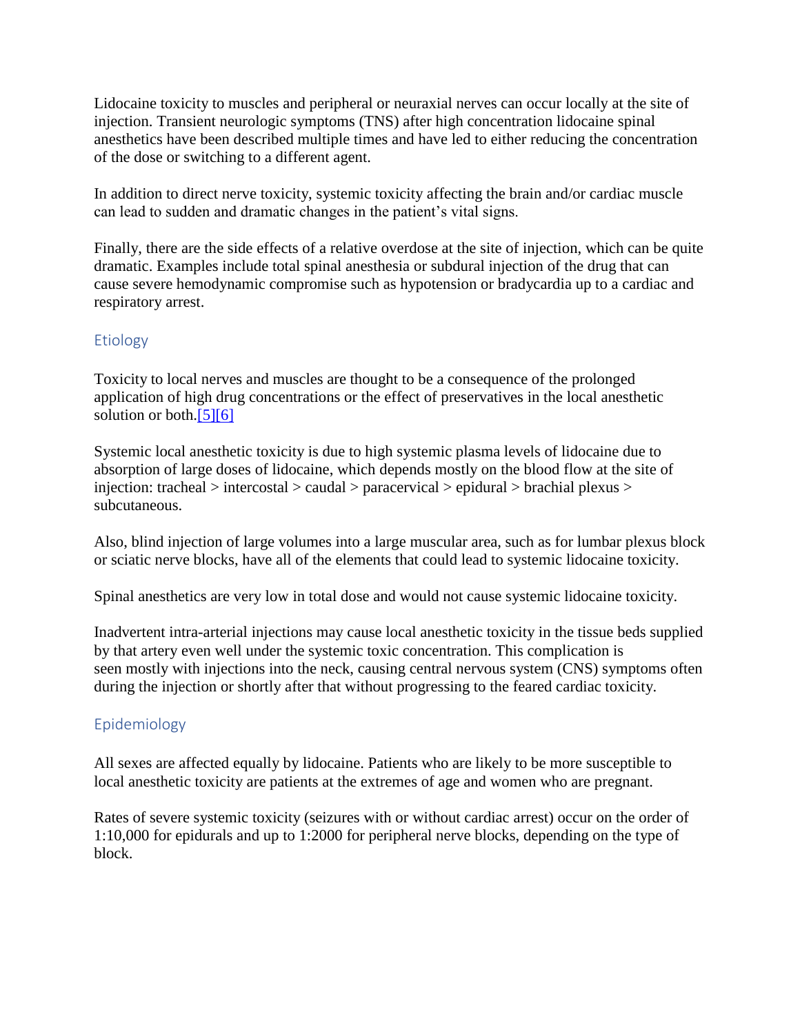Lidocaine toxicity to muscles and peripheral or neuraxial nerves can occur locally at the site of injection. Transient neurologic symptoms (TNS) after high concentration lidocaine spinal anesthetics have been described multiple times and have led to either reducing the concentration of the dose or switching to a different agent.

In addition to direct nerve toxicity, systemic toxicity affecting the brain and/or cardiac muscle can lead to sudden and dramatic changes in the patient's vital signs.

Finally, there are the side effects of a relative overdose at the site of injection, which can be quite dramatic. Examples include total spinal anesthesia or subdural injection of the drug that can cause severe hemodynamic compromise such as hypotension or bradycardia up to a cardiac and respiratory arrest.

## Etiology

Toxicity to local nerves and muscles are thought to be a consequence of the prolonged application of high drug concentrations or the effect of preservatives in the local anesthetic solution or both.[5][6]

Systemic local anesthetic toxicity is due to high systemic plasma levels of lidocaine due to absorption of large doses of lidocaine, which depends mostly on the blood flow at the site of injection: tracheal > intercostal > caudal > paracervical > epidural > brachial plexus > subcutaneous.

Also, blind injection of large volumes into a large muscular area, such as for lumbar plexus block or sciatic nerve blocks, have all of the elements that could lead to systemic lidocaine toxicity.

Spinal anesthetics are very low in total dose and would not cause systemic lidocaine toxicity.

Inadvertent intra-arterial injections may cause local anesthetic toxicity in the tissue beds supplied by that artery even well under the systemic toxic concentration. This complication is seen mostly with injections into the neck, causing central nervous system (CNS) symptoms often during the injection or shortly after that without progressing to the feared cardiac toxicity.

## Epidemiology

All sexes are affected equally by lidocaine. Patients who are likely to be more susceptible to local anesthetic toxicity are patients at the extremes of age and women who are pregnant.

Rates of severe systemic toxicity (seizures with or without cardiac arrest) occur on the order of 1:10,000 for epidurals and up to 1:2000 for peripheral nerve blocks, depending on the type of block.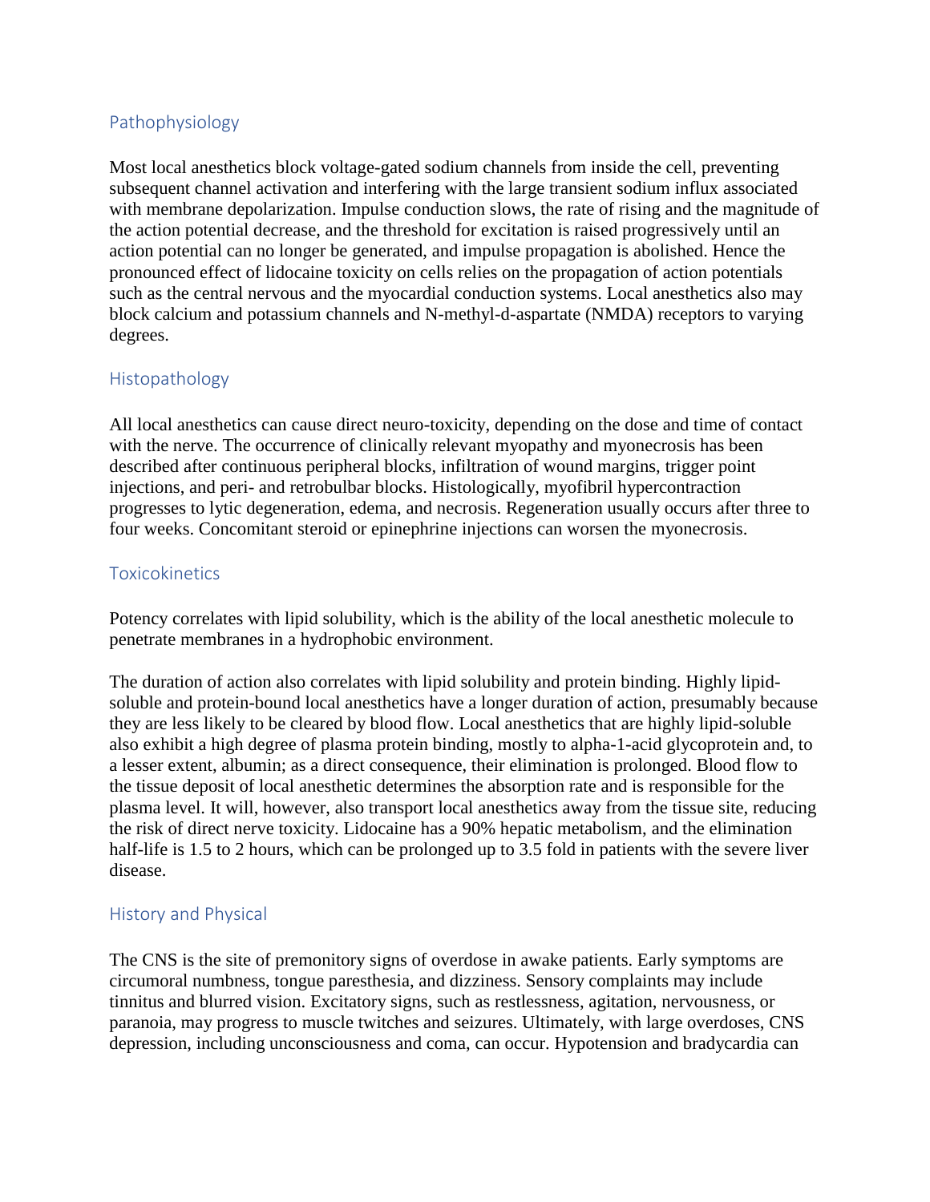## Pathophysiology

Most local anesthetics block voltage-gated sodium channels from inside the cell, preventing subsequent channel activation and interfering with the large transient sodium influx associated with membrane depolarization. Impulse conduction slows, the rate of rising and the magnitude of the action potential decrease, and the threshold for excitation is raised progressively until an action potential can no longer be generated, and impulse propagation is abolished. Hence the pronounced effect of lidocaine toxicity on cells relies on the propagation of action potentials such as the central nervous and the myocardial conduction systems. Local anesthetics also may block calcium and potassium channels and N-methyl-d-aspartate (NMDA) receptors to varying degrees.

## Histopathology

All local anesthetics can cause direct neuro-toxicity, depending on the dose and time of contact with the nerve. The occurrence of clinically relevant myopathy and myonecrosis has been described after continuous peripheral blocks, infiltration of wound margins, trigger point injections, and peri- and retrobulbar blocks. Histologically, myofibril hypercontraction progresses to lytic degeneration, edema, and necrosis. Regeneration usually occurs after three to four weeks. Concomitant steroid or epinephrine injections can worsen the myonecrosis.

## Toxicokinetics

Potency correlates with lipid solubility, which is the ability of the local anesthetic molecule to penetrate membranes in a hydrophobic environment.

The duration of action also correlates with lipid solubility and protein binding. Highly lipid-soluble and protein-bound local anesthetics have a longer duration of action, presumably because they are less likely to be cleared by blood flow. Local anesthetics that are highly lipid-soluble also exhibit a high degree of plasma protein binding, mostly to alpha-1-acid glycoprotein and, to a lesser extent, albumin; as a direct consequence, their elimination is prolonged. Blood flow to the tissue deposit of local anesthetic determines the absorption rate and is responsible for the plasma level. It will, however, also transport local anesthetics away from the tissue site, reducing the risk of direct nerve toxicity. Lidocaine has a 90% hepatic metabolism, and the elimination half-life is 1.5 to 2 hours, which can be prolonged up to 3.5 fold in patients with the severe liver disease.

## History and Physical

The CNS is the site of premonitory signs of overdose in awake patients. Early symptoms are circumoral numbness, tongue paresthesia, and dizziness. Sensory complaints may include tinnitus and blurred vision. Excitatory signs, such as restlessness, agitation, nervousness, or paranoia, may progress to muscle twitches and seizures. Ultimately, with large overdoses, CNS depression, including unconsciousness and coma, can occur. Hypotension and bradycardia can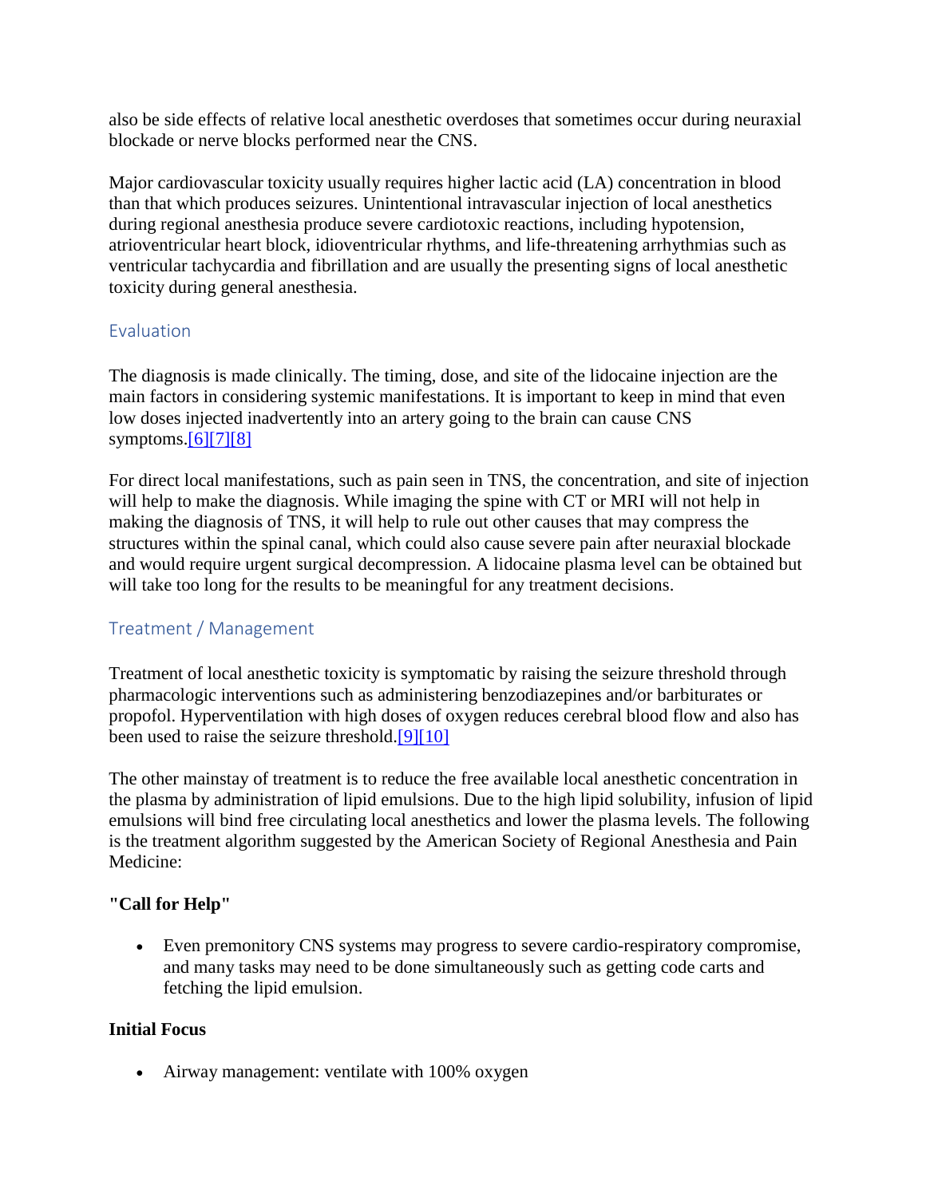also be side effects of relative local anesthetic overdoses that sometimes occur during neuraxial blockade or nerve blocks performed near the CNS.

Major cardiovascular toxicity usually requires higher lactic acid (LA) concentration in blood than that which produces seizures. Unintentional intravascular injection of local anesthetics during regional anesthesia produce severe cardiotoxic reactions, including hypotension, atrioventricular heart block, idioventricular rhythms, and life-threatening arrhythmias such as ventricular tachycardia and fibrillation and are usually the presenting signs of local anesthetic toxicity during general anesthesia.

## Evaluation

The diagnosis is made clinically. The timing, dose, and site of the lidocaine injection are the main factors in considering systemic manifestations. It is important to keep in mind that even low doses injected inadvertently into an artery going to the brain can cause CNS symptoms.[6][7][8]

For direct local manifestations, such as pain seen in TNS, the concentration, and site of injection will help to make the diagnosis. While imaging the spine with CT or MRI will not help in making the diagnosis of TNS, it will help to rule out other causes that may compress the structures within the spinal canal, which could also cause severe pain after neuraxial blockade and would require urgent surgical decompression. A lidocaine plasma level can be obtained but will take too long for the results to be meaningful for any treatment decisions.

## Treatment / Management

Treatment of local anesthetic toxicity is symptomatic by raising the seizure threshold through pharmacologic interventions such as administering benzodiazepines and/or barbiturates or propofol. Hyperventilation with high doses of oxygen reduces cerebral blood flow and also has been used to raise the seizure threshold.[9][10]

The other mainstay of treatment is to reduce the free available local anesthetic concentration in the plasma by administration of lipid emulsions. Due to the high lipid solubility, infusion of lipid emulsions will bind free circulating local anesthetics and lower the plasma levels. The following is the treatment algorithm suggested by the American Society of Regional Anesthesia and Pain Medicine:

**"Call for Help"**

- Even premonitory CNS systems may progress to severe cardio-respiratory compromise, and many tasks may need to be done simultaneously such as getting code carts and fetching the lipid emulsion.

**Initial Focus**

- Airway management: ventilate with 100% oxygen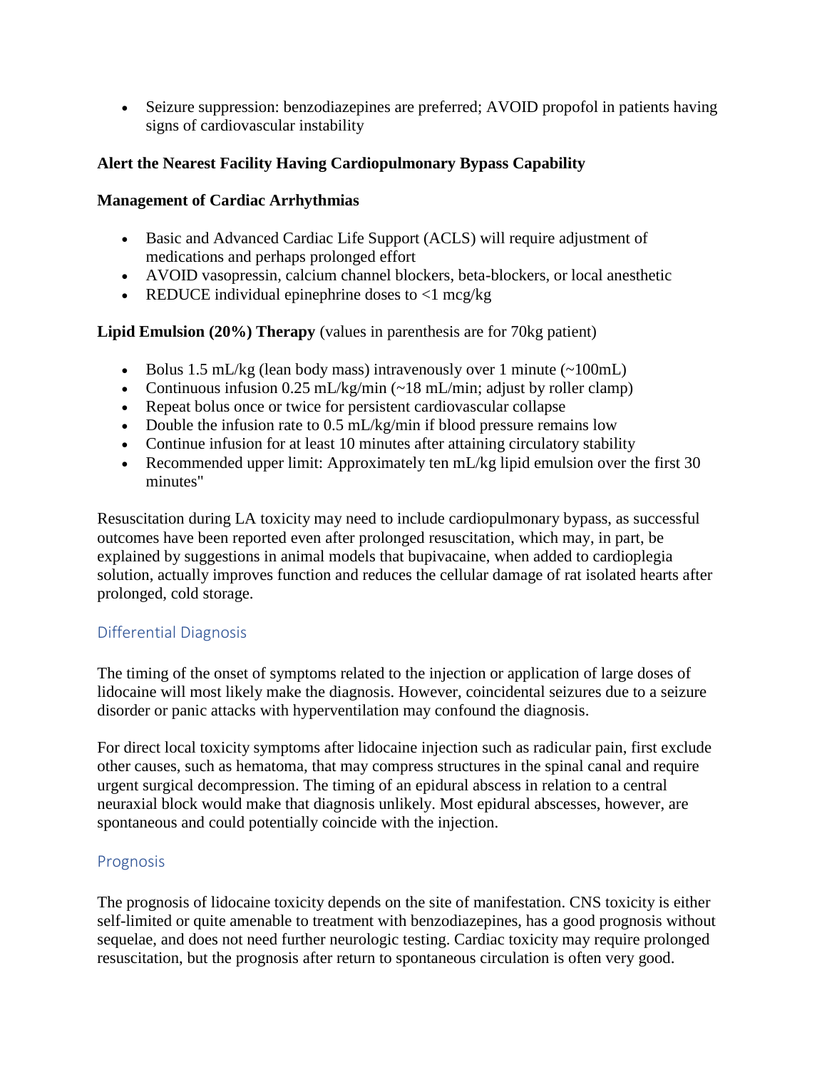- Seizure suppression: benzodiazepines are preferred; AVOID propofol in patients having signs of cardiovascular instability

**Alert the Nearest Facility Having Cardiopulmonary Bypass Capability**

**Management of Cardiac Arrhythmias**

- Basic and Advanced Cardiac Life Support (ACLS) will require adjustment of medications and perhaps prolonged effort
- AVOID vasopressin, calcium channel blockers, beta-blockers, or local anesthetic
- REDUCE individual epinephrine doses to <1 mcg/kg

**Lipid Emulsion (20%) Therapy** (values in parenthesis are for 70kg patient)

- Bolus 1.5 mL/kg (lean body mass) intravenously over 1 minute (~100mL)
- Continuous infusion 0.25 mL/kg/min (~18 mL/min; adjust by roller clamp)
- Repeat bolus once or twice for persistent cardiovascular collapse
- Double the infusion rate to 0.5 mL/kg/min if blood pressure remains low
- Continue infusion for at least 10 minutes after attaining circulatory stability
- Recommended upper limit: Approximately ten mL/kg lipid emulsion over the first 30 minutes"

Resuscitation during LA toxicity may need to include cardiopulmonary bypass, as successful outcomes have been reported even after prolonged resuscitation, which may, in part, be explained by suggestions in animal models that bupivacaine, when added to cardioplegia solution, actually improves function and reduces the cellular damage of rat isolated hearts after prolonged, cold storage.

## Differential Diagnosis

The timing of the onset of symptoms related to the injection or application of large doses of lidocaine will most likely make the diagnosis. However, coincidental seizures due to a seizure disorder or panic attacks with hyperventilation may confound the diagnosis.

For direct local toxicity symptoms after lidocaine injection such as radicular pain, first exclude other causes, such as hematoma, that may compress structures in the spinal canal and require urgent surgical decompression. The timing of an epidural abscess in relation to a central neuraxial block would make that diagnosis unlikely. Most epidural abscesses, however, are spontaneous and could potentially coincide with the injection.

## Prognosis

The prognosis of lidocaine toxicity depends on the site of manifestation. CNS toxicity is either self-limited or quite amenable to treatment with benzodiazepines, has a good prognosis without sequelae, and does not need further neurologic testing. Cardiac toxicity may require prolonged resuscitation, but the prognosis after return to spontaneous circulation is often very good.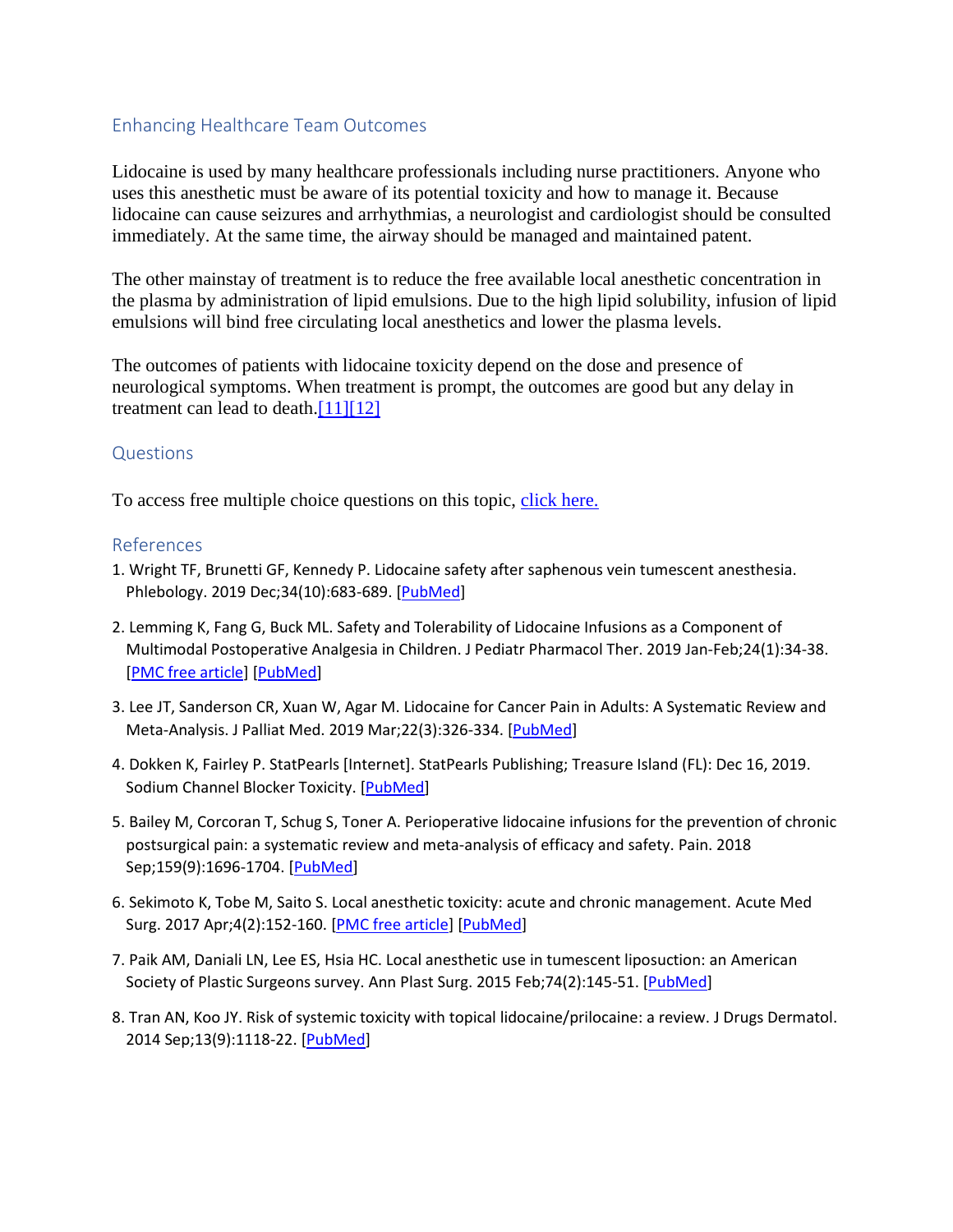## Enhancing Healthcare Team Outcomes

Lidocaine is used by many healthcare professionals including nurse practitioners. Anyone who uses this anesthetic must be aware of its potential toxicity and how to manage it. Because lidocaine can cause seizures and arrhythmias, a neurologist and cardiologist should be consulted immediately. At the same time, the airway should be managed and maintained patent.

The other mainstay of treatment is to reduce the free available local anesthetic concentration in the plasma by administration of lipid emulsions. Due to the high lipid solubility, infusion of lipid emulsions will bind free circulating local anesthetics and lower the plasma levels.

The outcomes of patients with lidocaine toxicity depend on the dose and presence of neurological symptoms. When treatment is prompt, the outcomes are good but any delay in treatment can lead to death.[11][12]

## Questions

To access free multiple choice questions on this topic, click here.

## References

1. Wright TF, Brunetti GF, Kennedy P. Lidocaine safety after saphenous vein tumescent anesthesia. Phlebology. 2019 Dec;34(10):683-689. [PubMed]
2. Lemming K, Fang G, Buck ML. Safety and Tolerability of Lidocaine Infusions as a Component of Multimodal Postoperative Analgesia in Children. J Pediatr Pharmacol Ther. 2019 Jan-Feb;24(1):34-38. [PMC free article] [PubMed]
3. Lee JT, Sanderson CR, Xuan W, Agar M. Lidocaine for Cancer Pain in Adults: A Systematic Review and Meta-Analysis. J Palliat Med. 2019 Mar;22(3):326-334. [PubMed]
4. Dokken K, Fairley P. StatPearls [Internet]. StatPearls Publishing; Treasure Island (FL): Dec 16, 2019. Sodium Channel Blocker Toxicity. [PubMed]
5. Bailey M, Corcoran T, Schug S, Toner A. Perioperative lidocaine infusions for the prevention of chronic postsurgical pain: a systematic review and meta-analysis of efficacy and safety. Pain. 2018 Sep;159(9):1696-1704. [PubMed]
6. Sekimoto K, Tobe M, Saito S. Local anesthetic toxicity: acute and chronic management. Acute Med Surg. 2017 Apr;4(2):152-160. [PMC free article] [PubMed]
7. Paik AM, Daniali LN, Lee ES, Hsia HC. Local anesthetic use in tumescent liposuction: an American Society of Plastic Surgeons survey. Ann Plast Surg. 2015 Feb;74(2):145-51. [PubMed]
8. Tran AN, Koo JY. Risk of systemic toxicity with topical lidocaine/prilocaine: a review. J Drugs Dermatol. 2014 Sep;13(9):1118-22. [PubMed]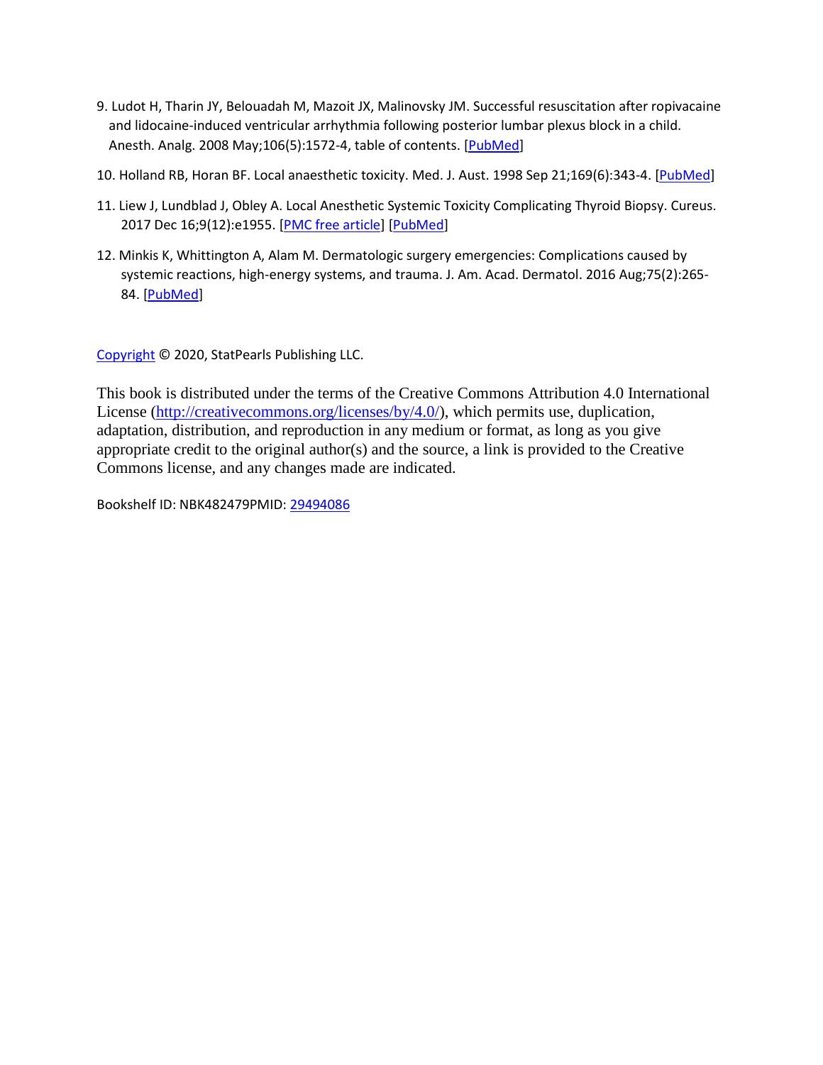9. Ludot H, Tharin JY, Belouadah M, Mazoit JX, Malinovsky JM. Successful resuscitation after ropivacaine and lidocaine-induced ventricular arrhythmia following posterior lumbar plexus block in a child. Anesth. Analg. 2008 May;106(5):1572-4, table of contents. [PubMed]

10. Holland RB, Horan BF. Local anaesthetic toxicity. Med. J. Aust. 1998 Sep 21;169(6):343-4. [PubMed]

11. Liew J, Lundblad J, Obley A. Local Anesthetic Systemic Toxicity Complicating Thyroid Biopsy. Cureus. 2017 Dec 16;9(12):e1955. [PMC free article] [PubMed]

12. Minkis K, Whittington A, Alam M. Dermatologic surgery emergencies: Complications caused by systemic reactions, high-energy systems, and trauma. J. Am. Acad. Dermatol. 2016 Aug;75(2):265-84. [PubMed]

Copyright © 2020, StatPearls Publishing LLC.

This book is distributed under the terms of the Creative Commons Attribution 4.0 International License (http://creativecommons.org/licenses/by/4.0/), which permits use, duplication, adaptation, distribution, and reproduction in any medium or format, as long as you give appropriate credit to the original author(s) and the source, a link is provided to the Creative Commons license, and any changes made are indicated.

Bookshelf ID: NBK482479PMID: 29494086